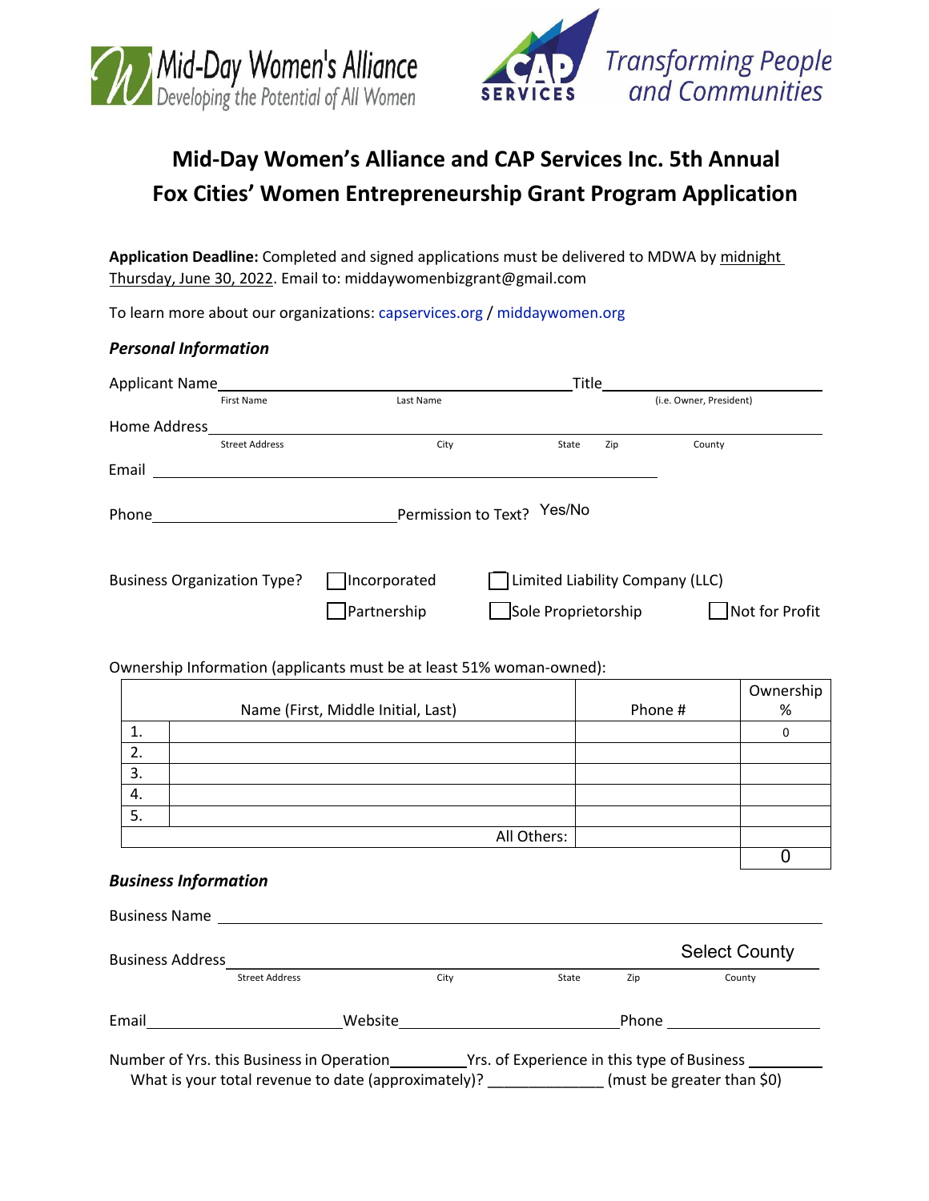Mid-Day Women's Alliance
Developing the Potential of All Women

CAP SERVICES
Transforming People and Communities

# Mid-Day Women's Alliance and CAP Services Inc. 5th Annual Fox Cities' Women Entrepreneurship Grant Program Application

**Application Deadline:** Completed and signed applications must be delivered to MDWA by midnight Thursday, June 30, 2022. Email to: middaywomenbizgrant@gmail.com

To learn more about our organizations: capservices.org / middaywomen.org

### *Personal Information*

Applicant Name ______________________ ______________________ Title ______________________
First Name Last Name (i.e. Owner, President)

Home Address ______________________________________________
Street Address City State Zip County

Email ______________________________________________

Phone ______________________ Permission to Text? Yes/No

Business Organization Type? ☐ Incorporated ☐ Limited Liability Company (LLC) ☐ Partnership ☐ Sole Proprietorship ☐ Not for Profit

Ownership Information (applicants must be at least 51% woman-owned):

| | Name (First, Middle Initial, Last) | Phone # | Ownership % |
|---|---|---|---|
| 1. | | | 0 |
| 2. | | | |
| 3. | | | |
| 4. | | | |
| 5. | | | |
| | All Others: | | |
| | | | 0 |

### *Business Information*

Business Name ______________________________________________

Business Address ______________________________________________ Select County
Street Address City State Zip County

Email ______________________ Website ______________________ Phone ______________________

Number of Yrs. this Business in Operation ________ Yrs. of Experience in this type of Business ________
What is your total revenue to date (approximately)? ____________ (must be greater than $0)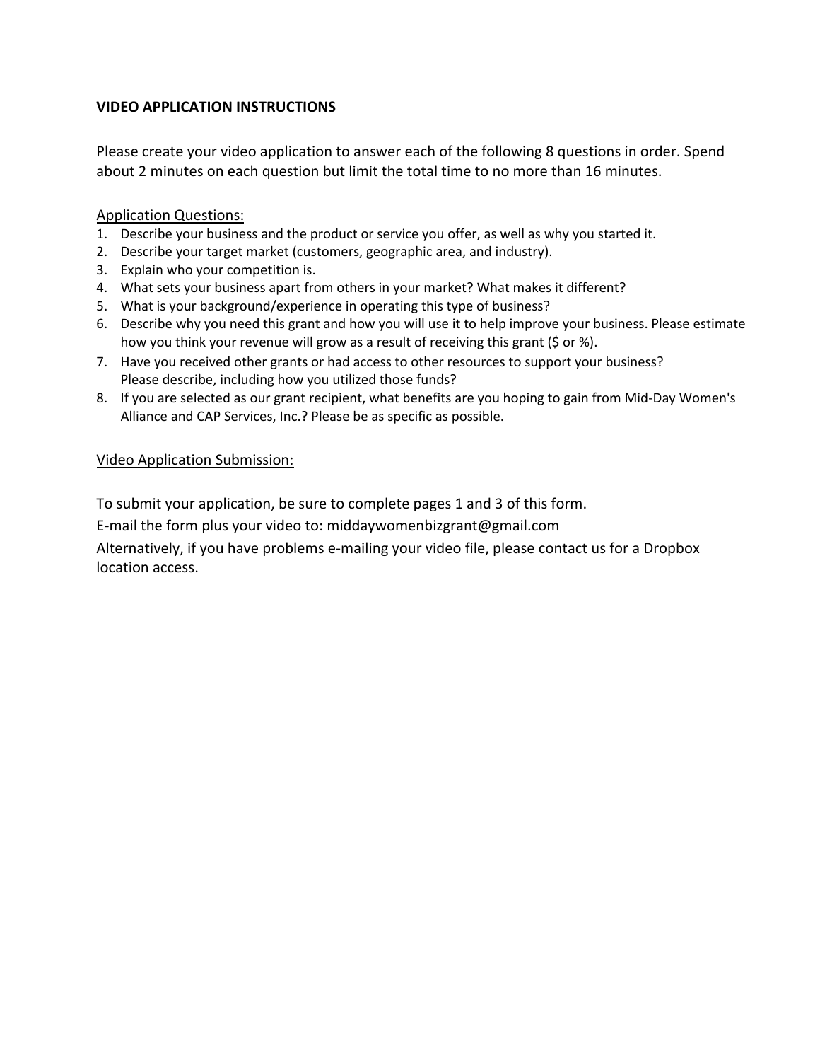## VIDEO APPLICATION INSTRUCTIONS

Please create your video application to answer each of the following 8 questions in order. Spend about 2 minutes on each question but limit the total time to no more than 16 minutes.

Application Questions:

1. Describe your business and the product or service you offer, as well as why you started it.
2. Describe your target market (customers, geographic area, and industry).
3. Explain who your competition is.
4. What sets your business apart from others in your market? What makes it different?
5. What is your background/experience in operating this type of business?
6. Describe why you need this grant and how you will use it to help improve your business. Please estimate how you think your revenue will grow as a result of receiving this grant ($ or %).
7. Have you received other grants or had access to other resources to support your business? Please describe, including how you utilized those funds?
8. If you are selected as our grant recipient, what benefits are you hoping to gain from Mid-Day Women's Alliance and CAP Services, Inc.? Please be as specific as possible.

Video Application Submission:

To submit your application, be sure to complete pages 1 and 3 of this form.

E-mail the form plus your video to: middaywomenbizgrant@gmail.com

Alternatively, if you have problems e-mailing your video file, please contact us for a Dropbox location access.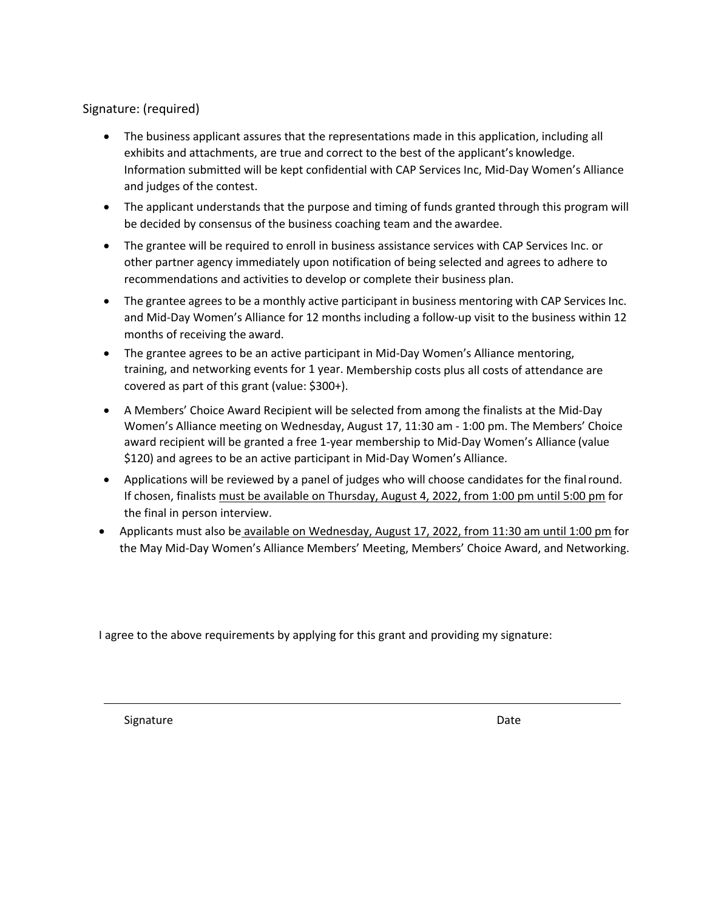Signature: (required)

- The business applicant assures that the representations made in this application, including all exhibits and attachments, are true and correct to the best of the applicant's knowledge. Information submitted will be kept confidential with CAP Services Inc, Mid-Day Women's Alliance and judges of the contest.
- The applicant understands that the purpose and timing of funds granted through this program will be decided by consensus of the business coaching team and the awardee.
- The grantee will be required to enroll in business assistance services with CAP Services Inc. or other partner agency immediately upon notification of being selected and agrees to adhere to recommendations and activities to develop or complete their business plan.
- The grantee agrees to be a monthly active participant in business mentoring with CAP Services Inc. and Mid-Day Women's Alliance for 12 months including a follow-up visit to the business within 12 months of receiving the award.
- The grantee agrees to be an active participant in Mid-Day Women's Alliance mentoring, training, and networking events for 1 year. Membership costs plus all costs of attendance are covered as part of this grant (value: $300+).
- A Members' Choice Award Recipient will be selected from among the finalists at the Mid-Day Women's Alliance meeting on Wednesday, August 17, 11:30 am - 1:00 pm. The Members' Choice award recipient will be granted a free 1-year membership to Mid-Day Women's Alliance (value $120) and agrees to be an active participant in Mid-Day Women's Alliance.
- Applications will be reviewed by a panel of judges who will choose candidates for the final round. If chosen, finalists <u>must be available on Thursday, August 4, 2022, from 1:00 pm until 5:00 pm</u> for the final in person interview.
- Applicants must also be <u>available on Wednesday, August 17, 2022, from 11:30 am until 1:00 pm</u> for the May Mid-Day Women's Alliance Members' Meeting, Members' Choice Award, and Networking.

I agree to the above requirements by applying for this grant and providing my signature:

| Signature | Date |
|---|---|